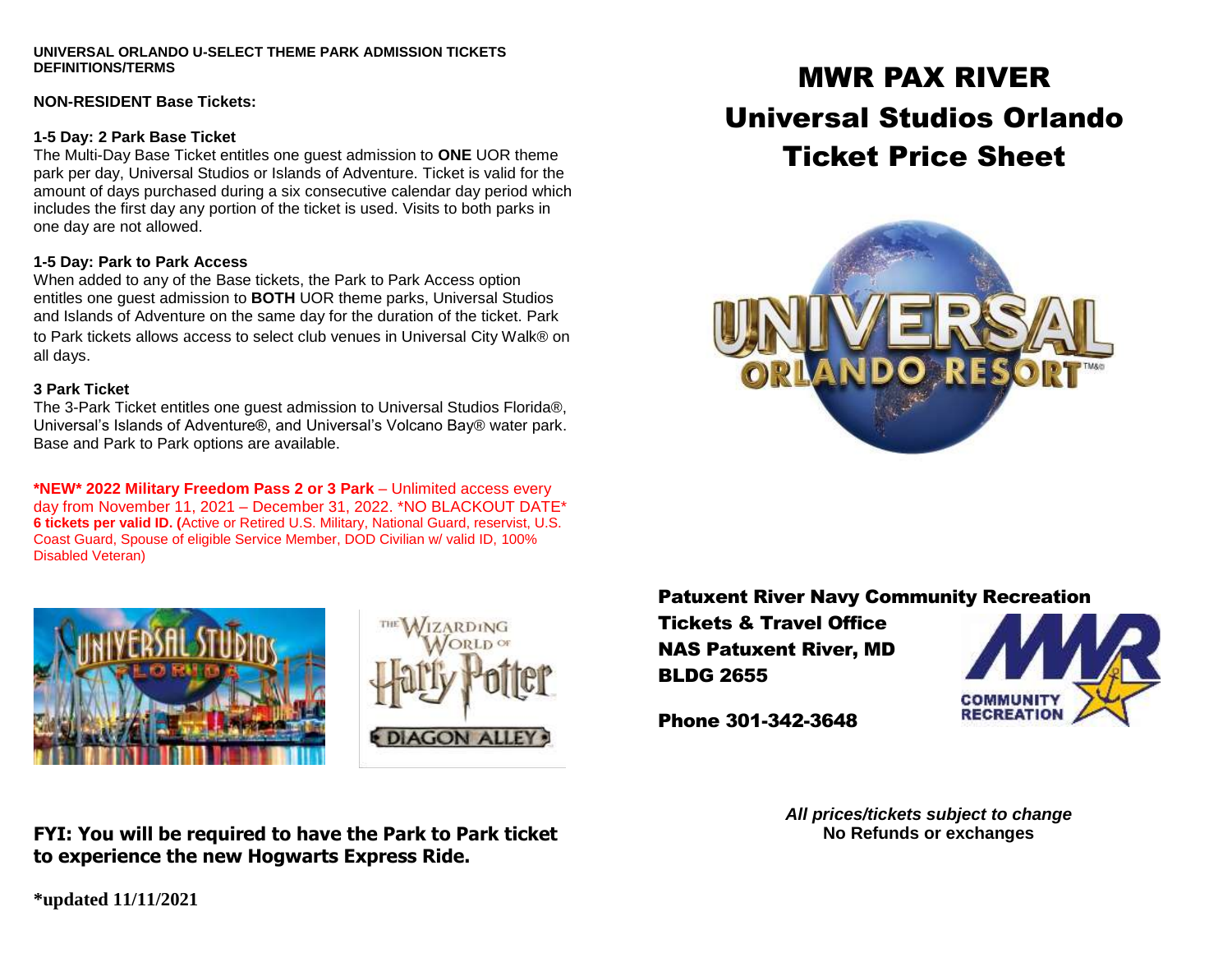**UNIVERSAL ORLANDO U-SELECT THEME PARK ADMISSION TICKETS DEFINITIONS/TERMS**

**NON-RESIDENT Base Tickets:**

**1-5 Day: 2 Park Base Ticket**

The Multi-Day Base Ticket entitles one guest admission to **ONE** UOR theme park per day, Universal Studios or Islands of Adventure. Ticket is valid for the amount of days purchased during a six consecutive calendar day period which includes the first day any portion of the ticket is used. Visits to both parks in one day are not allowed.

**1-5 Day: Park to Park Access**

When added to any of the Base tickets, the Park to Park Access option entitles one guest admission to **BOTH** UOR theme parks, Universal Studios and Islands of Adventure on the same day for the duration of the ticket. Park to Park tickets allows access to select club venues in Universal City Walk® on all days.

**3 Park Ticket**

The 3-Park Ticket entitles one guest admission to Universal Studios Florida®, Universal's Islands of Adventure®, and Universal's Volcano Bay® water park. Base and Park to Park options are available.

***NEW* 2022 Military Freedom Pass 2 or 3 Park** – Unlimited access every day from November 11, 2021 – December 31, 2022. *NO BLACKOUT DATE* **6 tickets per valid ID. (**Active or Retired U.S. Military, National Guard, reservist, U.S. Coast Guard, Spouse of eligible Service Member, DOD Civilian w/ valid ID, 100% Disabled Veteran)

**FYI: You will be required to have the Park to Park ticket to experience the new Hogwarts Express Ride.**

***updated 11/11/2021**

# MWR PAX RIVER
# Universal Studios Orlando
# Ticket Price Sheet

**Patuxent River Navy Community Recreation**
**Tickets & Travel Office**
**NAS Patuxent River, MD**
**BLDG 2655**

**Phone 301-342-3648**

***All prices/tickets subject to change***
**No Refunds or exchanges**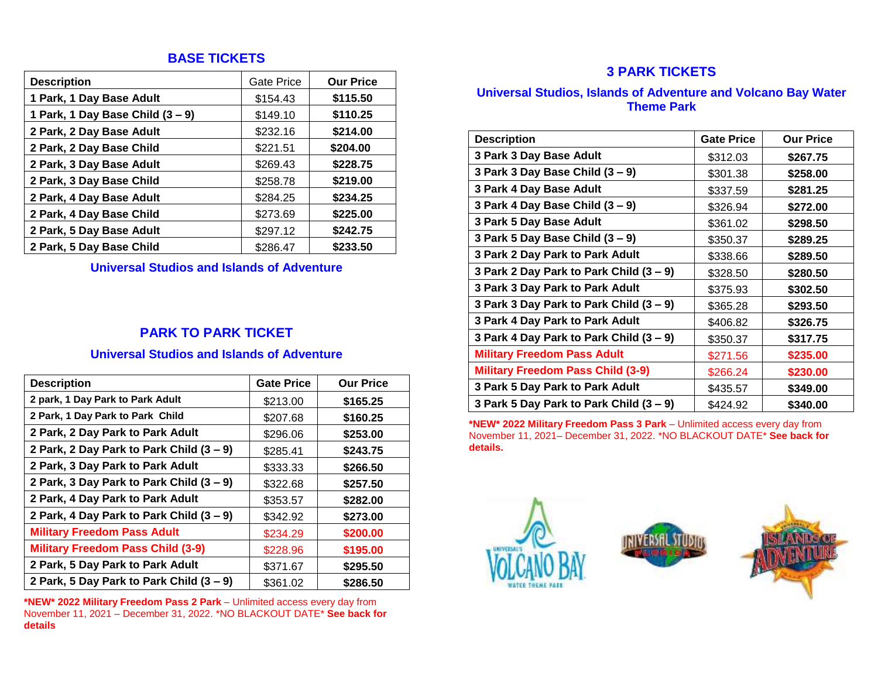## BASE TICKETS

| Description | Gate Price | Our Price |
|---|---|---|
| 1 Park, 1 Day Base Adult | $154.43 | $115.50 |
| 1 Park, 1 Day Base Child (3 – 9) | $149.10 | $110.25 |
| 2 Park, 2 Day Base Adult | $232.16 | $214.00 |
| 2 Park, 2 Day Base Child | $221.51 | $204.00 |
| 2 Park, 3 Day Base Adult | $269.43 | $228.75 |
| 2 Park, 3 Day Base Child | $258.78 | $219.00 |
| 2 Park, 4 Day Base Adult | $284.25 | $234.25 |
| 2 Park, 4 Day Base Child | $273.69 | $225.00 |
| 2 Park, 5 Day Base Adult | $297.12 | $242.75 |
| 2 Park, 5 Day Base Child | $286.47 | $233.50 |

**Universal Studios and Islands of Adventure**

## PARK TO PARK TICKET

**Universal Studios and Islands of Adventure**

| Description | Gate Price | Our Price |
|---|---|---|
| 2 park, 1 Day Park to Park Adult | $213.00 | $165.25 |
| 2 Park, 1 Day Park to Park Child | $207.68 | $160.25 |
| 2 Park, 2 Day Park to Park Adult | $296.06 | $253.00 |
| 2 Park, 2 Day Park to Park Child (3 – 9) | $285.41 | $243.75 |
| 2 Park, 3 Day Park to Park Adult | $333.33 | $266.50 |
| 2 Park, 3 Day Park to Park Child (3 – 9) | $322.68 | $257.50 |
| 2 Park, 4 Day Park to Park Adult | $353.57 | $282.00 |
| 2 Park, 4 Day Park to Park Child (3 – 9) | $342.92 | $273.00 |
| Military Freedom Pass Adult | $234.29 | $200.00 |
| Military Freedom Pass Child (3-9) | $228.96 | $195.00 |
| 2 Park, 5 Day Park to Park Adult | $371.67 | $295.50 |
| 2 Park, 5 Day Park to Park Child (3 – 9) | $361.02 | $286.50 |

***NEW* 2022 Military Freedom Pass 2 Park** – Unlimited access every day from November 11, 2021 – December 31, 2022. *NO BLACKOUT DATE* **See back for details**

## 3 PARK TICKETS

**Universal Studios, Islands of Adventure and Volcano Bay Water Theme Park**

| Description | Gate Price | Our Price |
|---|---|---|
| 3 Park 3 Day Base Adult | $312.03 | $267.75 |
| 3 Park 3 Day Base Child (3 – 9) | $301.38 | $258.00 |
| 3 Park 4 Day Base Adult | $337.59 | $281.25 |
| 3 Park 4 Day Base Child (3 – 9) | $326.94 | $272.00 |
| 3 Park 5 Day Base Adult | $361.02 | $298.50 |
| 3 Park 5 Day Base Child (3 – 9) | $350.37 | $289.25 |
| 3 Park 2 Day Park to Park Adult | $338.66 | $289.50 |
| 3 Park 2 Day Park to Park Child (3 – 9) | $328.50 | $280.50 |
| 3 Park 3 Day Park to Park Adult | $375.93 | $302.50 |
| 3 Park 3 Day Park to Park Child (3 – 9) | $365.28 | $293.50 |
| 3 Park 4 Day Park to Park Adult | $406.82 | $326.75 |
| 3 Park 4 Day Park to Park Child (3 – 9) | $350.37 | $317.75 |
| Military Freedom Pass Adult | $271.56 | $235.00 |
| Military Freedom Pass Child (3-9) | $266.24 | $230.00 |
| 3 Park 5 Day Park to Park Adult | $435.57 | $349.00 |
| 3 Park 5 Day Park to Park Child (3 – 9) | $424.92 | $340.00 |

***NEW* 2022 Military Freedom Pass 3 Park** – Unlimited access every day from November 11, 2021– December 31, 2022. *NO BLACKOUT DATE* **See back for details.**